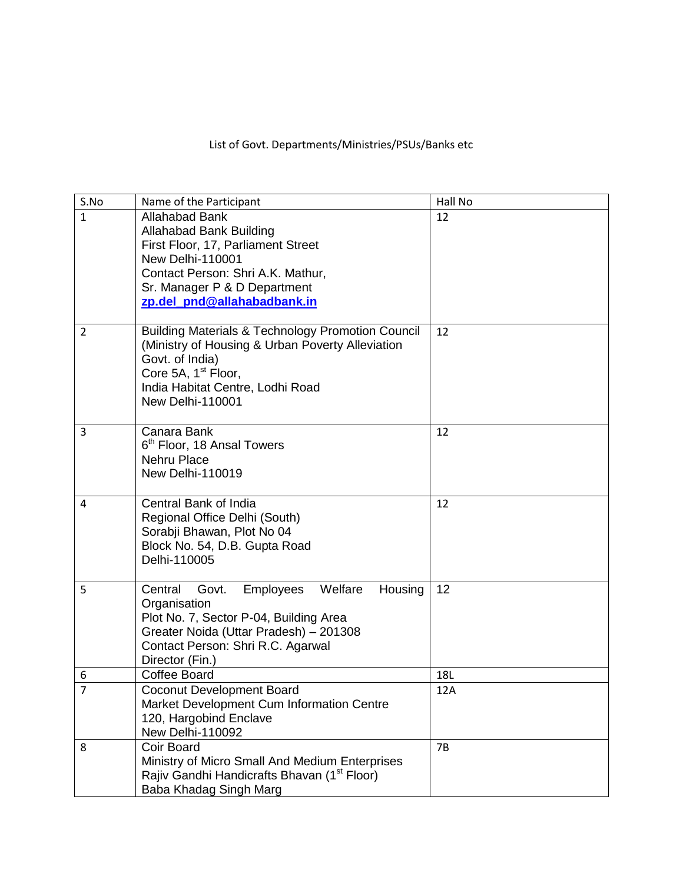List of Govt. Departments/Ministries/PSUs/Banks etc

| S.No | Name of the Participant | Hall No |
| --- | --- | --- |
| 1 | Allahabad Bank<br>Allahabad Bank Building<br>First Floor, 17, Parliament Street<br>New Delhi-110001<br>Contact Person: Shri A.K. Mathur,<br>Sr. Manager P & D Department<br>**zp.del_pnd@allahabadbank.in** | 12 |
| 2 | Building Materials & Technology Promotion Council<br>(Ministry of Housing & Urban Poverty Alleviation<br>Govt. of India)<br>Core 5A, 1st Floor,<br>India Habitat Centre, Lodhi Road<br>New Delhi-110001 | 12 |
| 3 | Canara Bank<br>6th Floor, 18 Ansal Towers<br>Nehru Place<br>New Delhi-110019 | 12 |
| 4 | Central Bank of India<br>Regional Office Delhi (South)<br>Sorabji Bhawan, Plot No 04<br>Block No. 54, D.B. Gupta Road<br>Delhi-110005 | 12 |
| 5 | Central Govt. Employees Welfare Housing Organisation<br>Plot No. 7, Sector P-04, Building Area<br>Greater Noida (Uttar Pradesh) – 201308<br>Contact Person: Shri R.C. Agarwal<br>Director (Fin.) | 12 |
| 6 | Coffee Board | 18L |
| 7 | Coconut Development Board<br>Market Development Cum Information Centre<br>120, Hargobind Enclave<br>New Delhi-110092 | 12A |
| 8 | Coir Board<br>Ministry of Micro Small And Medium Enterprises<br>Rajiv Gandhi Handicrafts Bhavan (1st Floor)<br>Baba Khadag Singh Marg | 7B |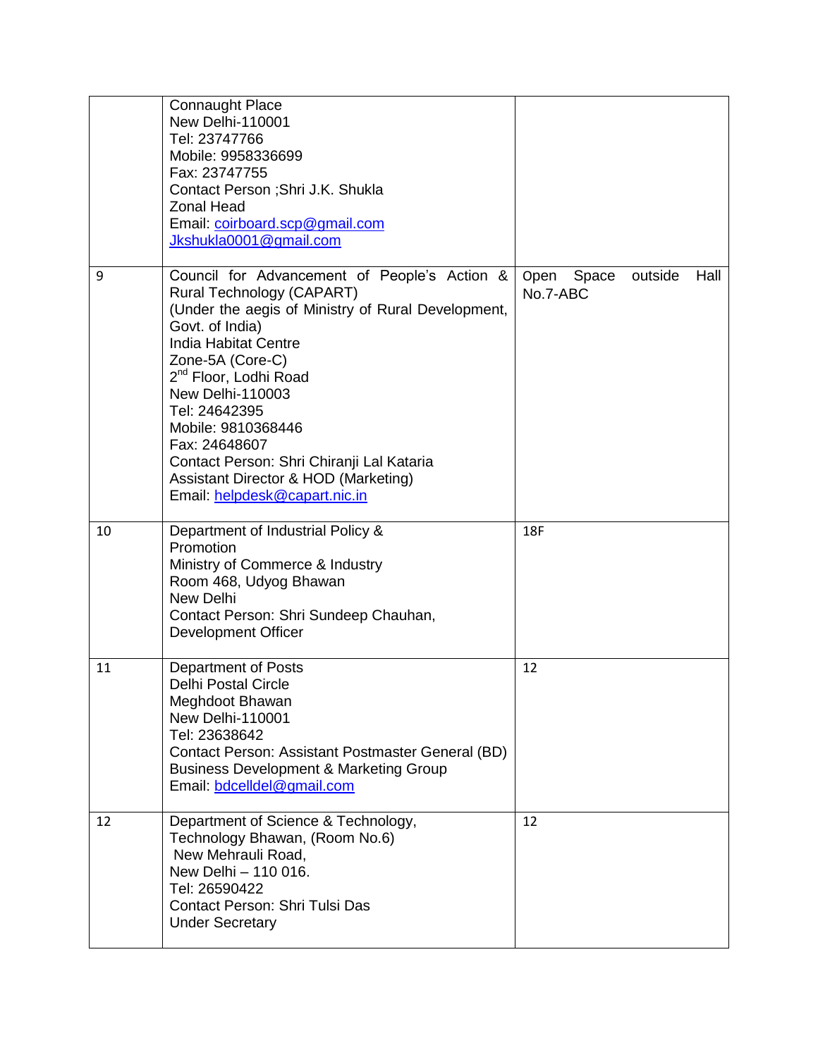| | | |
|---|---|---|
| | Connaught Place<br>New Delhi-110001<br>Tel: 23747766<br>Mobile: 9958336699<br>Fax: 23747755<br>Contact Person ;Shri J.K. Shukla<br>Zonal Head<br>Email: coirboard.scp@gmail.com<br>Jkshukla0001@gmail.com | |
| 9 | Council for Advancement of People's Action & Rural Technology (CAPART)<br>(Under the aegis of Ministry of Rural Development, Govt. of India)<br>India Habitat Centre<br>Zone-5A (Core-C)<br>2nd Floor, Lodhi Road<br>New Delhi-110003<br>Tel: 24642395<br>Mobile: 9810368446<br>Fax: 24648607<br>Contact Person: Shri Chiranji Lal Kataria<br>Assistant Director & HOD (Marketing)<br>Email: helpdesk@capart.nic.in | Open Space outside Hall No.7-ABC |
| 10 | Department of Industrial Policy & Promotion<br>Ministry of Commerce & Industry<br>Room 468, Udyog Bhawan<br>New Delhi<br>Contact Person: Shri Sundeep Chauhan, Development Officer | 18F |
| 11 | Department of Posts<br>Delhi Postal Circle<br>Meghdoot Bhawan<br>New Delhi-110001<br>Tel: 23638642<br>Contact Person: Assistant Postmaster General (BD)<br>Business Development & Marketing Group<br>Email: bdcelldel@gmail.com | 12 |
| 12 | Department of Science & Technology,<br>Technology Bhawan, (Room No.6)<br>New Mehrauli Road,<br>New Delhi – 110 016.<br>Tel: 26590422<br>Contact Person: Shri Tulsi Das<br>Under Secretary | 12 |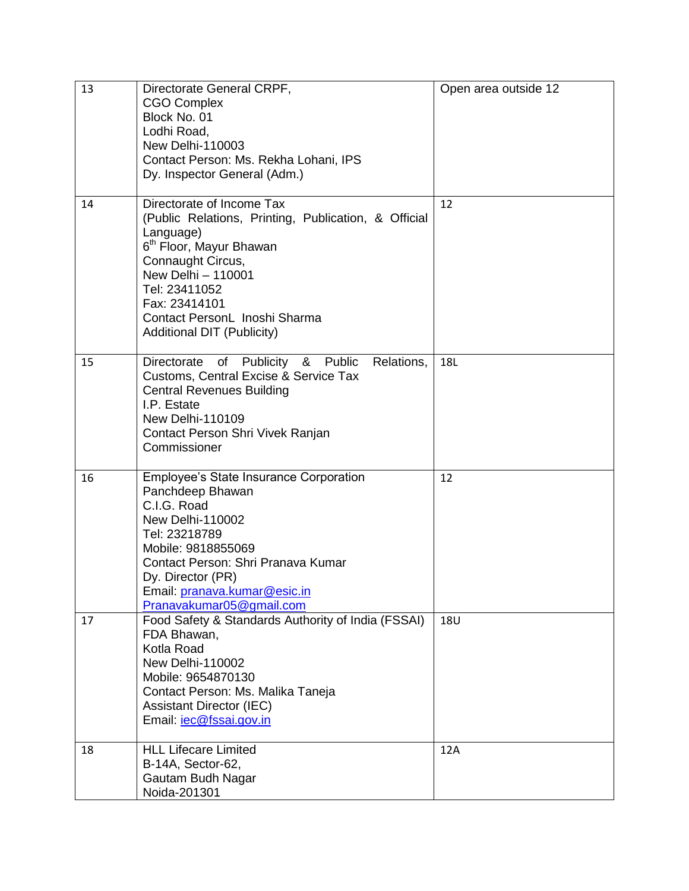| | | |
|---|---|---|
| 13 | Directorate General CRPF,<br>CGO Complex<br>Block No. 01<br>Lodhi Road,<br>New Delhi-110003<br>Contact Person: Ms. Rekha Lohani, IPS<br>Dy. Inspector General (Adm.) | Open area outside 12 |
| 14 | Directorate of Income Tax<br>(Public Relations, Printing, Publication, & Official Language)<br>6th Floor, Mayur Bhawan<br>Connaught Circus,<br>New Delhi – 110001<br>Tel: 23411052<br>Fax: 23414101<br>Contact PersonL Inoshi Sharma<br>Additional DIT (Publicity) | 12 |
| 15 | Directorate of Publicity & Public Relations, Customs, Central Excise & Service Tax<br>Central Revenues Building<br>I.P. Estate<br>New Delhi-110109<br>Contact Person Shri Vivek Ranjan<br>Commissioner | 18L |
| 16 | Employee's State Insurance Corporation<br>Panchdeep Bhawan<br>C.I.G. Road<br>New Delhi-110002<br>Tel: 23218789<br>Mobile: 9818855069<br>Contact Person: Shri Pranava Kumar<br>Dy. Director (PR)<br>Email: pranava.kumar@esic.in<br>Pranavakumar05@gmail.com | 12 |
| 17 | Food Safety & Standards Authority of India (FSSAI)<br>FDA Bhawan,<br>Kotla Road<br>New Delhi-110002<br>Mobile: 9654870130<br>Contact Person: Ms. Malika Taneja<br>Assistant Director (IEC)<br>Email: iec@fssai.gov.in | 18U |
| 18 | HLL Lifecare Limited<br>B-14A, Sector-62,<br>Gautam Budh Nagar<br>Noida-201301 | 12A |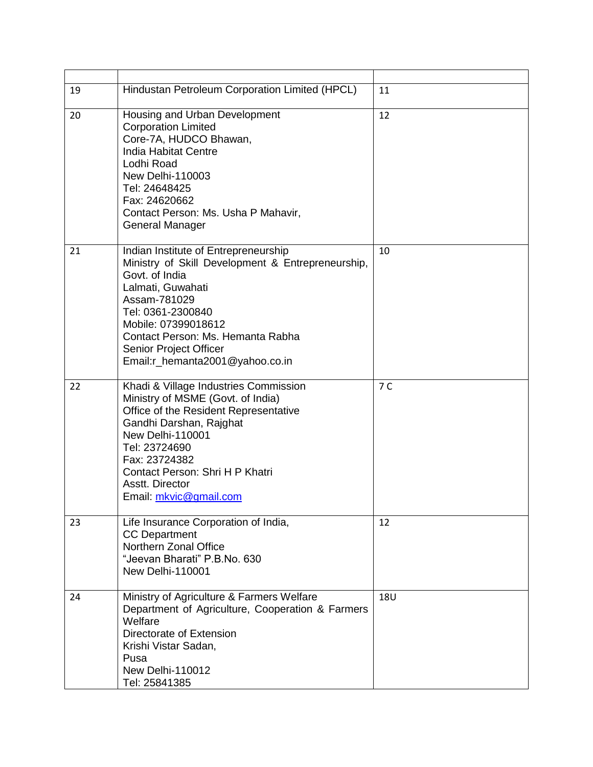| | | |
|---|---|---|
| 19 | Hindustan Petroleum Corporation Limited (HPCL) | 11 |
| 20 | Housing and Urban Development Corporation Limited<br>Core-7A, HUDCO Bhawan,<br>India Habitat Centre<br>Lodhi Road<br>New Delhi-110003<br>Tel: 24648425<br>Fax: 24620662<br>Contact Person: Ms. Usha P Mahavir,<br>General Manager | 12 |
| 21 | Indian Institute of Entrepreneurship<br>Ministry of Skill Development & Entrepreneurship, Govt. of India<br>Lalmati, Guwahati<br>Assam-781029<br>Tel: 0361-2300840<br>Mobile: 07399018612<br>Contact Person: Ms. Hemanta Rabha<br>Senior Project Officer<br>Email:r_hemanta2001@yahoo.co.in | 10 |
| 22 | Khadi & Village Industries Commission<br>Ministry of MSME (Govt. of India)<br>Office of the Resident Representative<br>Gandhi Darshan, Rajghat<br>New Delhi-110001<br>Tel: 23724690<br>Fax: 23724382<br>Contact Person: Shri H P Khatri<br>Asstt. Director<br>Email: mkvic@gmail.com | 7 C |
| 23 | Life Insurance Corporation of India,<br>CC Department<br>Northern Zonal Office<br>"Jeevan Bharati" P.B.No. 630<br>New Delhi-110001 | 12 |
| 24 | Ministry of Agriculture & Farmers Welfare<br>Department of Agriculture, Cooperation & Farmers Welfare<br>Directorate of Extension<br>Krishi Vistar Sadan,<br>Pusa<br>New Delhi-110012<br>Tel: 25841385 | 18U |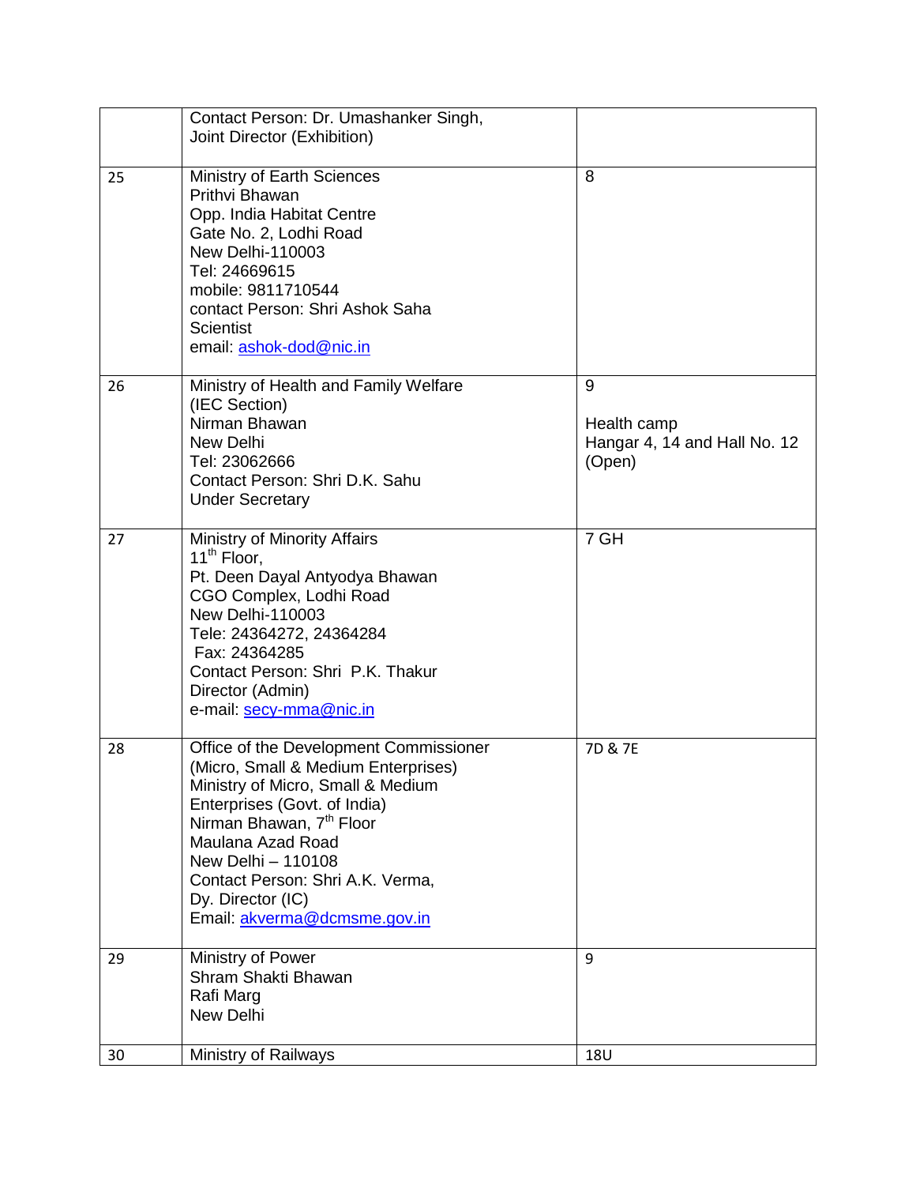| | | |
|---|---|---|
| | Contact Person: Dr. Umashanker Singh,<br>Joint Director (Exhibition) | |
| 25 | Ministry of Earth Sciences<br>Prithvi Bhawan<br>Opp. India Habitat Centre<br>Gate No. 2, Lodhi Road<br>New Delhi-110003<br>Tel: 24669615<br>mobile: 9811710544<br>contact Person: Shri Ashok Saha<br>Scientist<br>email: ashok-dod@nic.in | 8 |
| 26 | Ministry of Health and Family Welfare<br>(IEC Section)<br>Nirman Bhawan<br>New Delhi<br>Tel: 23062666<br>Contact Person: Shri D.K. Sahu<br>Under Secretary | 9<br><br>Health camp<br>Hangar 4, 14 and Hall No. 12 (Open) |
| 27 | Ministry of Minority Affairs<br>11th Floor,<br>Pt. Deen Dayal Antyodya Bhawan<br>CGO Complex, Lodhi Road<br>New Delhi-110003<br>Tele: 24364272, 24364284<br>Fax: 24364285<br>Contact Person: Shri P.K. Thakur<br>Director (Admin)<br>e-mail: secy-mma@nic.in | 7 GH |
| 28 | Office of the Development Commissioner<br>(Micro, Small & Medium Enterprises)<br>Ministry of Micro, Small & Medium Enterprises (Govt. of India)<br>Nirman Bhawan, 7th Floor<br>Maulana Azad Road<br>New Delhi – 110108<br>Contact Person: Shri A.K. Verma,<br>Dy. Director (IC)<br>Email: akverma@dcmsme.gov.in | 7D & 7E |
| 29 | Ministry of Power<br>Shram Shakti Bhawan<br>Rafi Marg<br>New Delhi | 9 |
| 30 | Ministry of Railways | 18U |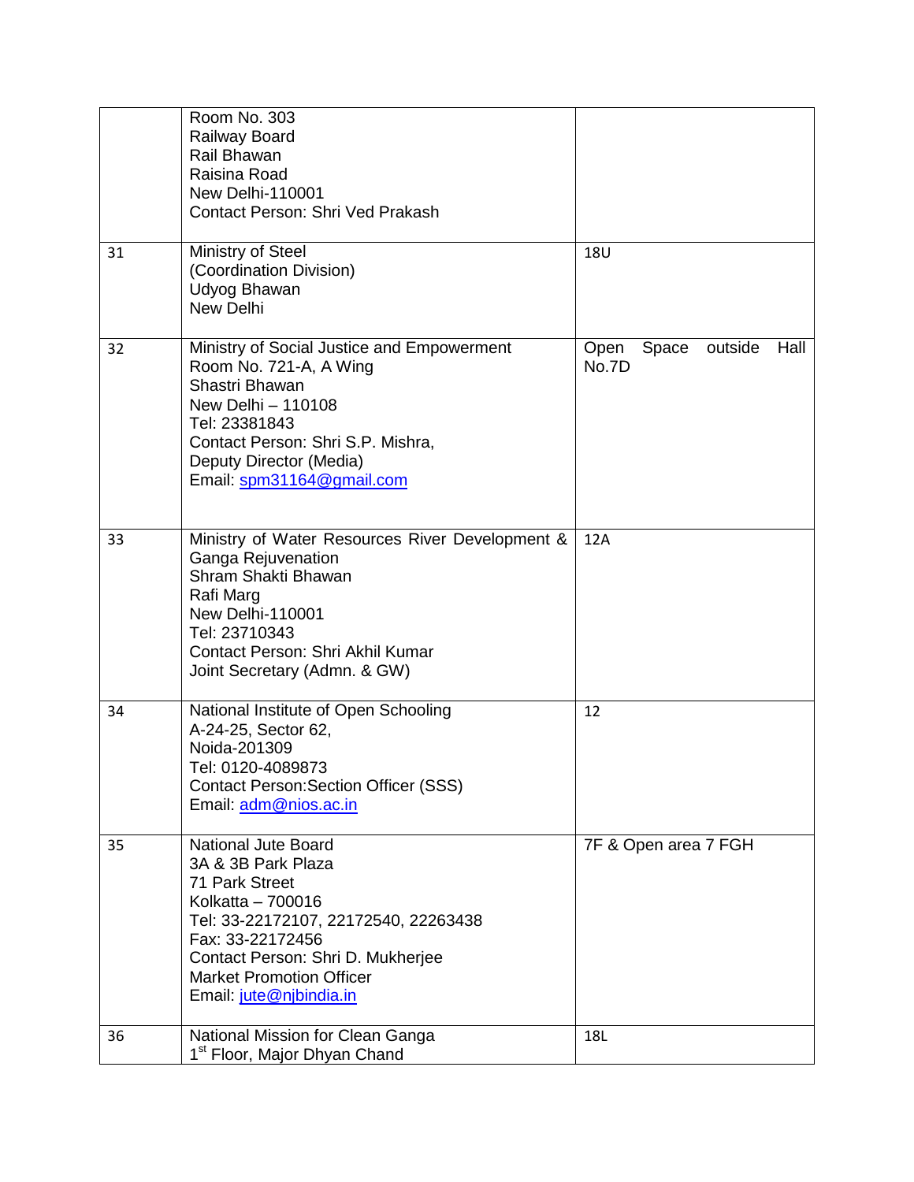| | | |
|---|---|---|
| | Room No. 303<br>Railway Board<br>Rail Bhawan<br>Raisina Road<br>New Delhi-110001<br>Contact Person: Shri Ved Prakash | |
| 31 | Ministry of Steel<br>(Coordination Division)<br>Udyog Bhawan<br>New Delhi | 18U |
| 32 | Ministry of Social Justice and Empowerment<br>Room No. 721-A, A Wing<br>Shastri Bhawan<br>New Delhi – 110108<br>Tel: 23381843<br>Contact Person: Shri S.P. Mishra,<br>Deputy Director (Media)<br>Email: spm31164@gmail.com | Open Space outside Hall No.7D |
| 33 | Ministry of Water Resources River Development & Ganga Rejuvenation<br>Shram Shakti Bhawan<br>Rafi Marg<br>New Delhi-110001<br>Tel: 23710343<br>Contact Person: Shri Akhil Kumar<br>Joint Secretary (Admn. & GW) | 12A |
| 34 | National Institute of Open Schooling<br>A-24-25, Sector 62,<br>Noida-201309<br>Tel: 0120-4089873<br>Contact Person:Section Officer (SSS)<br>Email: adm@nios.ac.in | 12 |
| 35 | National Jute Board<br>3A & 3B Park Plaza<br>71 Park Street<br>Kolkatta – 700016<br>Tel: 33-22172107, 22172540, 22263438<br>Fax: 33-22172456<br>Contact Person: Shri D. Mukherjee<br>Market Promotion Officer<br>Email: jute@njbindia.in | 7F & Open area 7 FGH |
| 36 | National Mission for Clean Ganga<br>1st Floor, Major Dhyan Chand | 18L |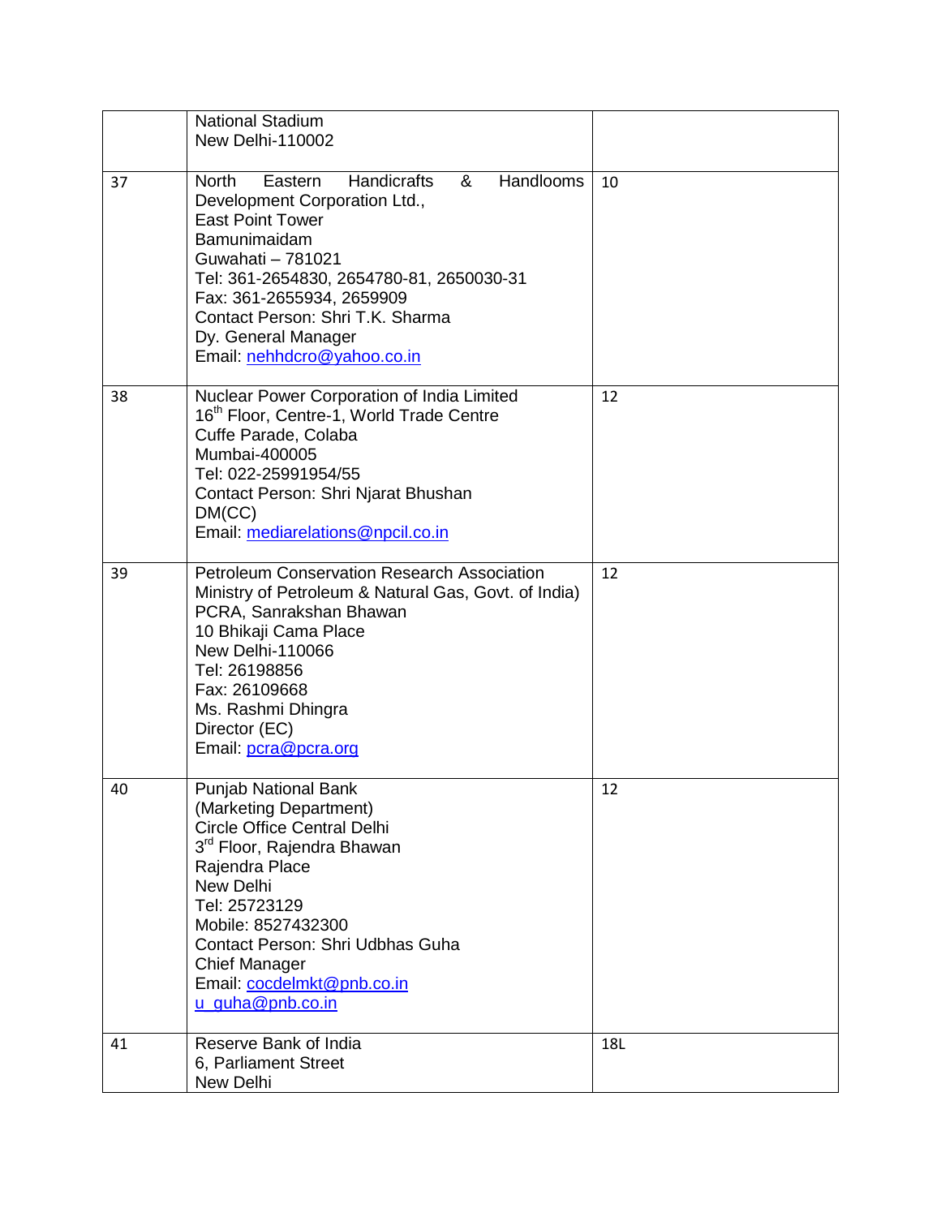| | | |
|---|---|---|
| | National Stadium<br>New Delhi-110002 | |
| 37 | North Eastern Handicrafts & Handlooms Development Corporation Ltd.,<br>East Point Tower<br>Bamunimaidam<br>Guwahati – 781021<br>Tel: 361-2654830, 2654780-81, 2650030-31<br>Fax: 361-2655934, 2659909<br>Contact Person: Shri T.K. Sharma<br>Dy. General Manager<br>Email: nehhdcro@yahoo.co.in | 10 |
| 38 | Nuclear Power Corporation of India Limited<br>16th Floor, Centre-1, World Trade Centre<br>Cuffe Parade, Colaba<br>Mumbai-400005<br>Tel: 022-25991954/55<br>Contact Person: Shri Njarat Bhushan<br>DM(CC)<br>Email: mediarelations@npcil.co.in | 12 |
| 39 | Petroleum Conservation Research Association<br>Ministry of Petroleum & Natural Gas, Govt. of India)<br>PCRA, Sanrakshan Bhawan<br>10 Bhikaji Cama Place<br>New Delhi-110066<br>Tel: 26198856<br>Fax: 26109668<br>Ms. Rashmi Dhingra<br>Director (EC)<br>Email: pcra@pcra.org | 12 |
| 40 | Punjab National Bank<br>(Marketing Department)<br>Circle Office Central Delhi<br>3rd Floor, Rajendra Bhawan<br>Rajendra Place<br>New Delhi<br>Tel: 25723129<br>Mobile: 8527432300<br>Contact Person: Shri Udbhas Guha<br>Chief Manager<br>Email: cocdelmkt@pnb.co.in<br>u_guha@pnb.co.in | 12 |
| 41 | Reserve Bank of India<br>6, Parliament Street<br>New Delhi | 18L |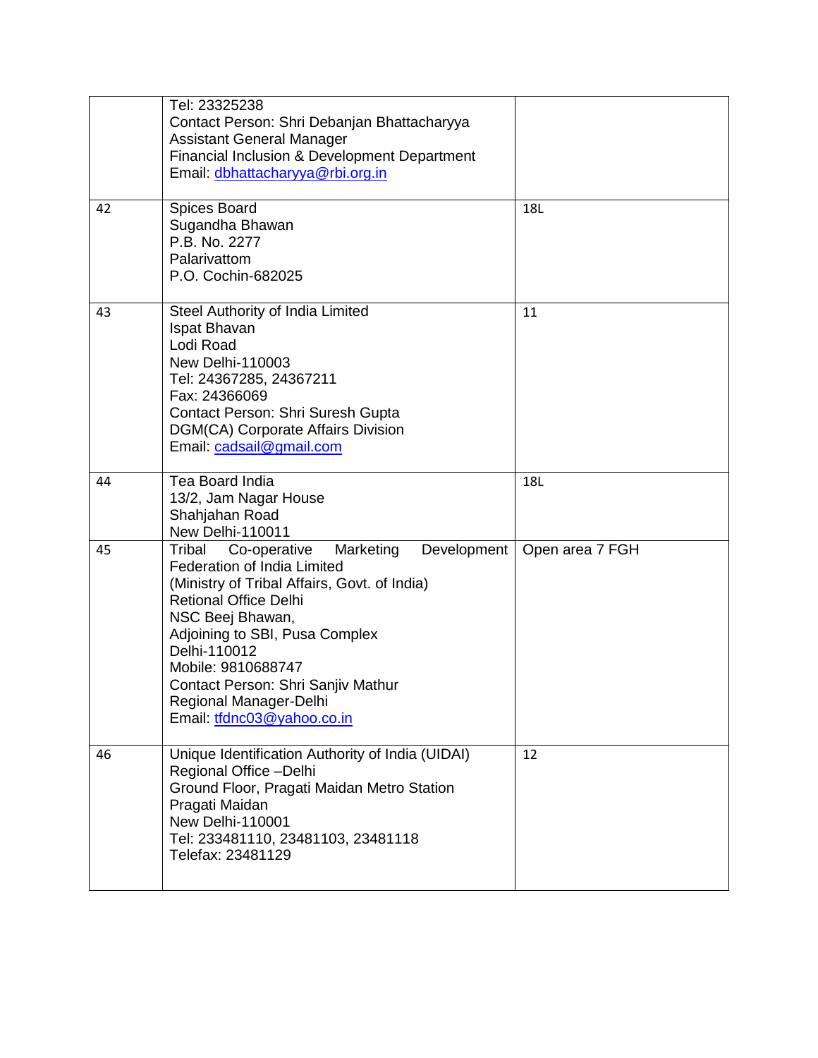| | | |
|---|---|---|
| | Tel: 23325238<br>Contact Person: Shri Debanjan Bhattacharyya<br>Assistant General Manager<br>Financial Inclusion & Development Department<br>Email: dbhattacharyya@rbi.org.in | |
| 42 | Spices Board<br>Sugandha Bhawan<br>P.B. No. 2277<br>Palarivattom<br>P.O. Cochin-682025 | 18L |
| 43 | Steel Authority of India Limited<br>Ispat Bhavan<br>Lodi Road<br>New Delhi-110003<br>Tel: 24367285, 24367211<br>Fax: 24366069<br>Contact Person: Shri Suresh Gupta<br>DGM(CA) Corporate Affairs Division<br>Email: cadsail@gmail.com | 11 |
| 44 | Tea Board India<br>13/2, Jam Nagar House<br>Shahjahan Road<br>New Delhi-110011 | 18L |
| 45 | Tribal Co-operative Marketing Development Federation of India Limited<br>(Ministry of Tribal Affairs, Govt. of India)<br>Retional Office Delhi<br>NSC Beej Bhawan,<br>Adjoining to SBI, Pusa Complex<br>Delhi-110012<br>Mobile: 9810688747<br>Contact Person: Shri Sanjiv Mathur<br>Regional Manager-Delhi<br>Email: tfdnc03@yahoo.co.in | Open area 7 FGH |
| 46 | Unique Identification Authority of India (UIDAI)<br>Regional Office –Delhi<br>Ground Floor, Pragati Maidan Metro Station<br>Pragati Maidan<br>New Delhi-110001<br>Tel: 233481110, 23481103, 23481118<br>Telefax: 23481129 | 12 |